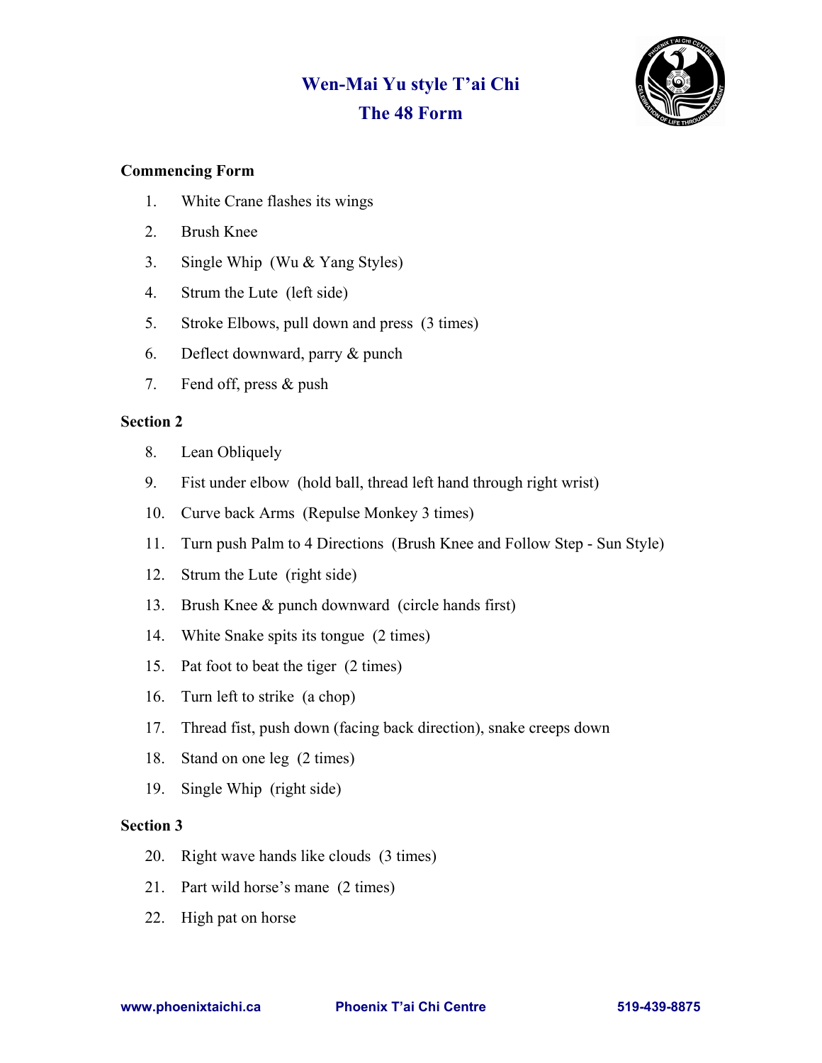# Wen-Mai Yu style T'ai Chi
## The 48 Form

**Commencing Form**

1. White Crane flashes its wings
2. Brush Knee
3. Single Whip (Wu & Yang Styles)
4. Strum the Lute (left side)
5. Stroke Elbows, pull down and press (3 times)
6. Deflect downward, parry & punch
7. Fend off, press & push

**Section 2**

8. Lean Obliquely
9. Fist under elbow (hold ball, thread left hand through right wrist)
10. Curve back Arms (Repulse Monkey 3 times)
11. Turn push Palm to 4 Directions (Brush Knee and Follow Step - Sun Style)
12. Strum the Lute (right side)
13. Brush Knee & punch downward (circle hands first)
14. White Snake spits its tongue (2 times)
15. Pat foot to beat the tiger (2 times)
16. Turn left to strike (a chop)
17. Thread fist, push down (facing back direction), snake creeps down
18. Stand on one leg (2 times)
19. Single Whip (right side)

**Section 3**

20. Right wave hands like clouds (3 times)
21. Part wild horse's mane (2 times)
22. High pat on horse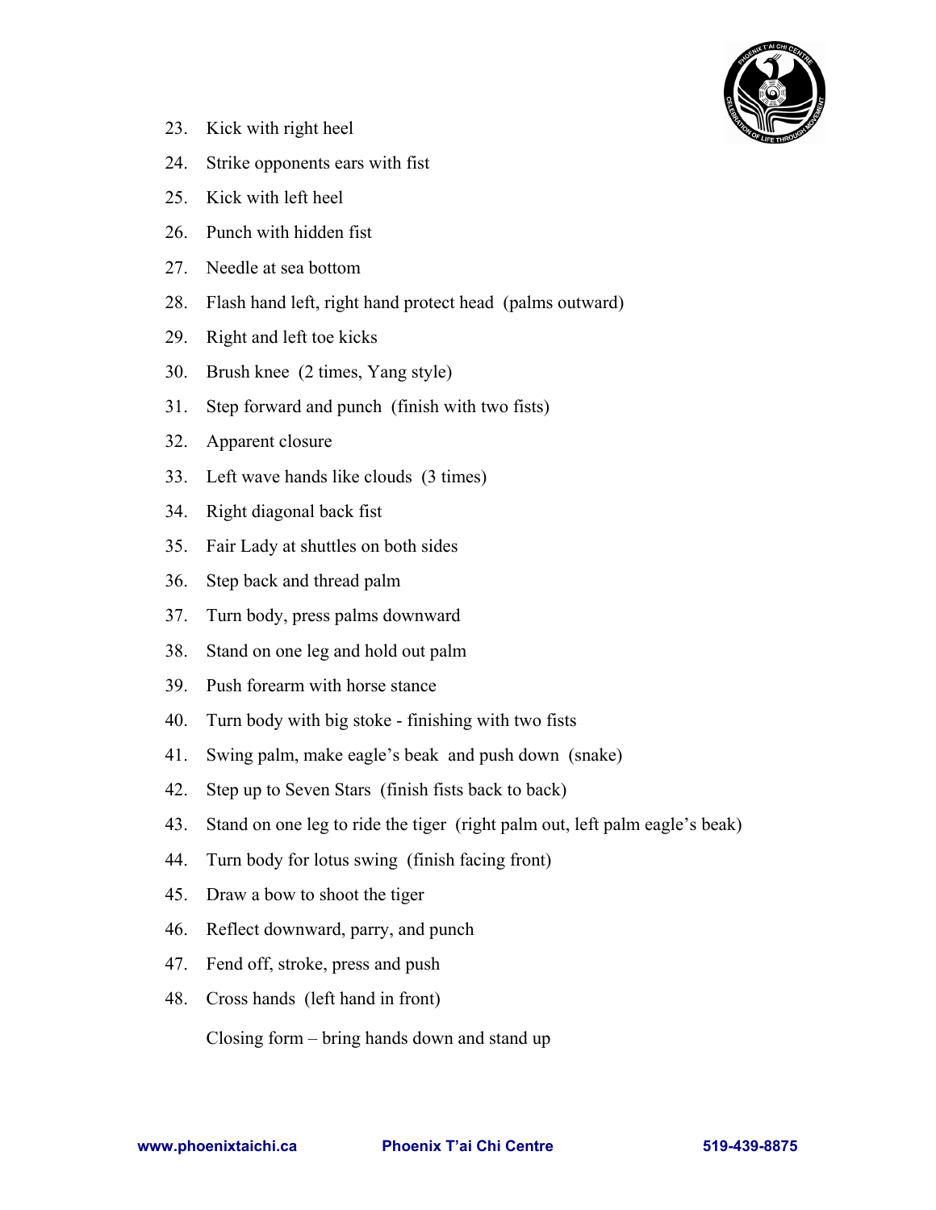23. Kick with right heel
24. Strike opponents ears with fist
25. Kick with left heel
26. Punch with hidden fist
27. Needle at sea bottom
28. Flash hand left, right hand protect head (palms outward)
29. Right and left toe kicks
30. Brush knee (2 times, Yang style)
31. Step forward and punch (finish with two fists)
32. Apparent closure
33. Left wave hands like clouds (3 times)
34. Right diagonal back fist
35. Fair Lady at shuttles on both sides
36. Step back and thread palm
37. Turn body, press palms downward
38. Stand on one leg and hold out palm
39. Push forearm with horse stance
40. Turn body with big stoke - finishing with two fists
41. Swing palm, make eagle's beak and push down (snake)
42. Step up to Seven Stars (finish fists back to back)
43. Stand on one leg to ride the tiger (right palm out, left palm eagle's beak)
44. Turn body for lotus swing (finish facing front)
45. Draw a bow to shoot the tiger
46. Reflect downward, parry, and punch
47. Fend off, stroke, press and push
48. Cross hands (left hand in front)

Closing form – bring hands down and stand up